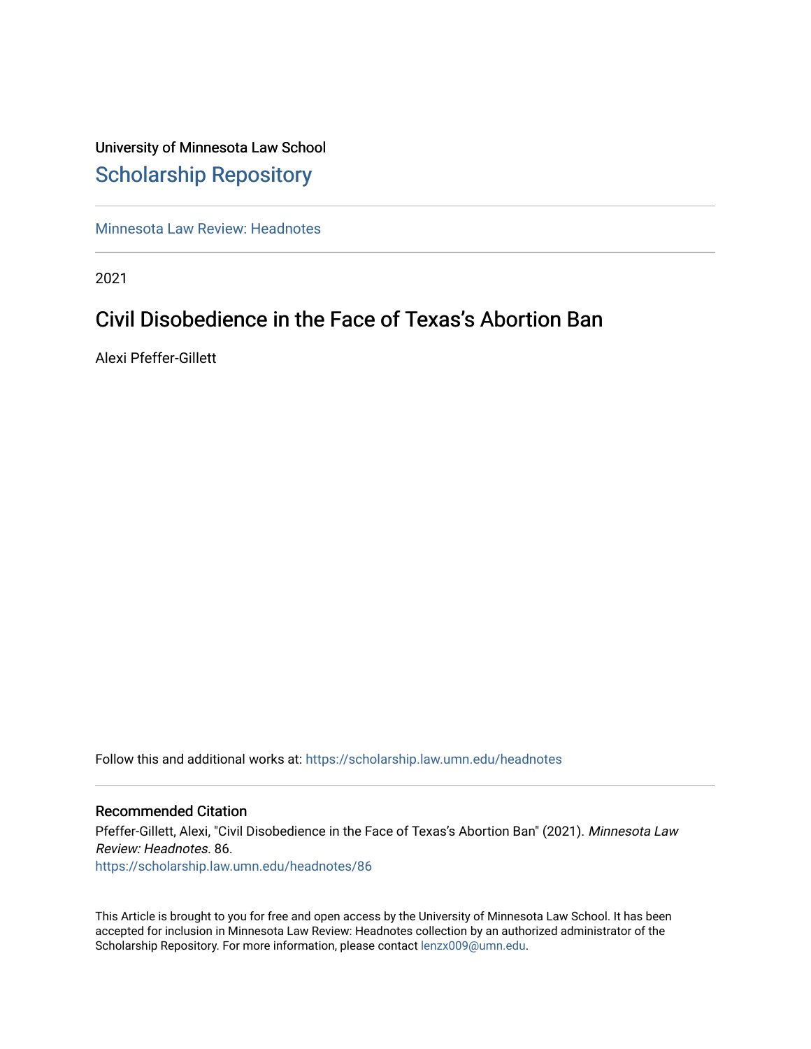University of Minnesota Law School

# Scholarship Repository

Minnesota Law Review: Headnotes

2021

## Civil Disobedience in the Face of Texas's Abortion Ban

Alexi Pfeffer-Gillett

Follow this and additional works at: https://scholarship.law.umn.edu/headnotes

### Recommended Citation

Pfeffer-Gillett, Alexi, "Civil Disobedience in the Face of Texas's Abortion Ban" (2021). *Minnesota Law Review: Headnotes*. 86.
https://scholarship.law.umn.edu/headnotes/86

This Article is brought to you for free and open access by the University of Minnesota Law School. It has been accepted for inclusion in Minnesota Law Review: Headnotes collection by an authorized administrator of the Scholarship Repository. For more information, please contact lenzx009@umn.edu.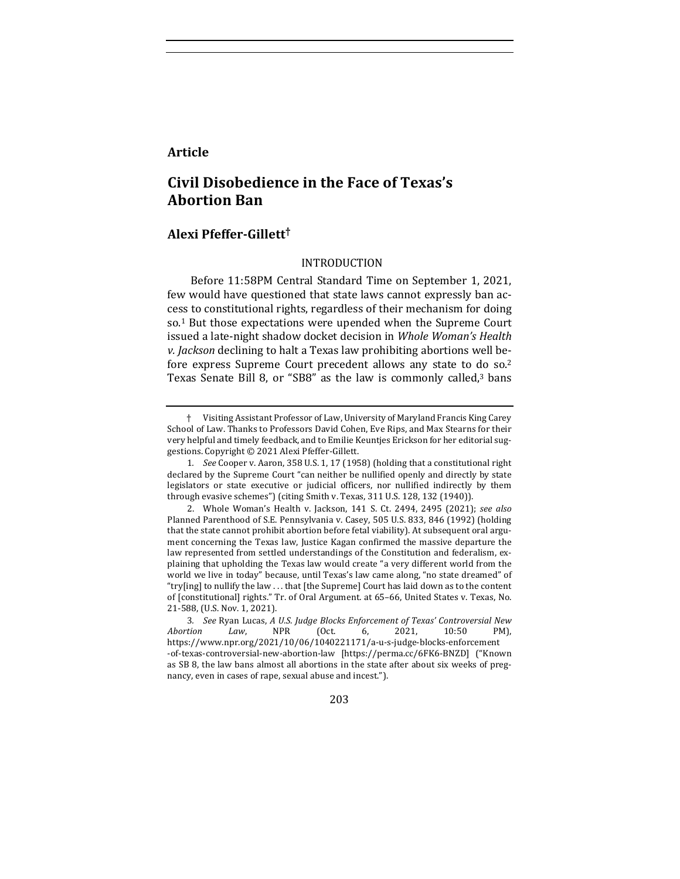## Article

# Civil Disobedience in the Face of Texas's Abortion Ban

### Alexi Pfeffer-Gillett†

INTRODUCTION

Before 11:58PM Central Standard Time on September 1, 2021, few would have questioned that state laws cannot expressly ban access to constitutional rights, regardless of their mechanism for doing so.[1] But those expectations were upended when the Supreme Court issued a late-night shadow docket decision in *Whole Woman's Health v. Jackson* declining to halt a Texas law prohibiting abortions well before express Supreme Court precedent allows any state to do so.[2] Texas Senate Bill 8, or "SB8" as the law is commonly called,[3] bans

---

† Visiting Assistant Professor of Law, University of Maryland Francis King Carey School of Law. Thanks to Professors David Cohen, Eve Rips, and Max Stearns for their very helpful and timely feedback, and to Emilie Keuntjes Erickson for her editorial suggestions. Copyright © 2021 Alexi Pfeffer-Gillett.

1. *See* Cooper v. Aaron, 358 U.S. 1, 17 (1958) (holding that a constitutional right declared by the Supreme Court "can neither be nullified openly and directly by state legislators or state executive or judicial officers, nor nullified indirectly by them through evasive schemes") (citing Smith v. Texas, 311 U.S. 128, 132 (1940)).

2. Whole Woman's Health v. Jackson, 141 S. Ct. 2494, 2495 (2021); *see also* Planned Parenthood of S.E. Pennsylvania v. Casey, 505 U.S. 833, 846 (1992) (holding that the state cannot prohibit abortion before fetal viability). At subsequent oral argument concerning the Texas law, Justice Kagan confirmed the massive departure the law represented from settled understandings of the Constitution and federalism, explaining that upholding the Texas law would create "a very different world from the world we live in today" because, until Texas's law came along, "no state dreamed" of "try[ing] to nullify the law . . . that [the Supreme] Court has laid down as to the content of [constitutional] rights." Tr. of Oral Argument. at 65–66, United States v. Texas, No. 21-588, (U.S. Nov. 1, 2021).

3. *See* Ryan Lucas, *A U.S. Judge Blocks Enforcement of Texas' Controversial New Abortion Law*, NPR (Oct. 6, 2021, 10:50 PM), https://www.npr.org/2021/10/06/1040221171/a-u-s-judge-blocks-enforcement-of-texas-controversial-new-abortion-law [https://perma.cc/6FK6-BNZD] ("Known as SB 8, the law bans almost all abortions in the state after about six weeks of pregnancy, even in cases of rape, sexual abuse and incest.").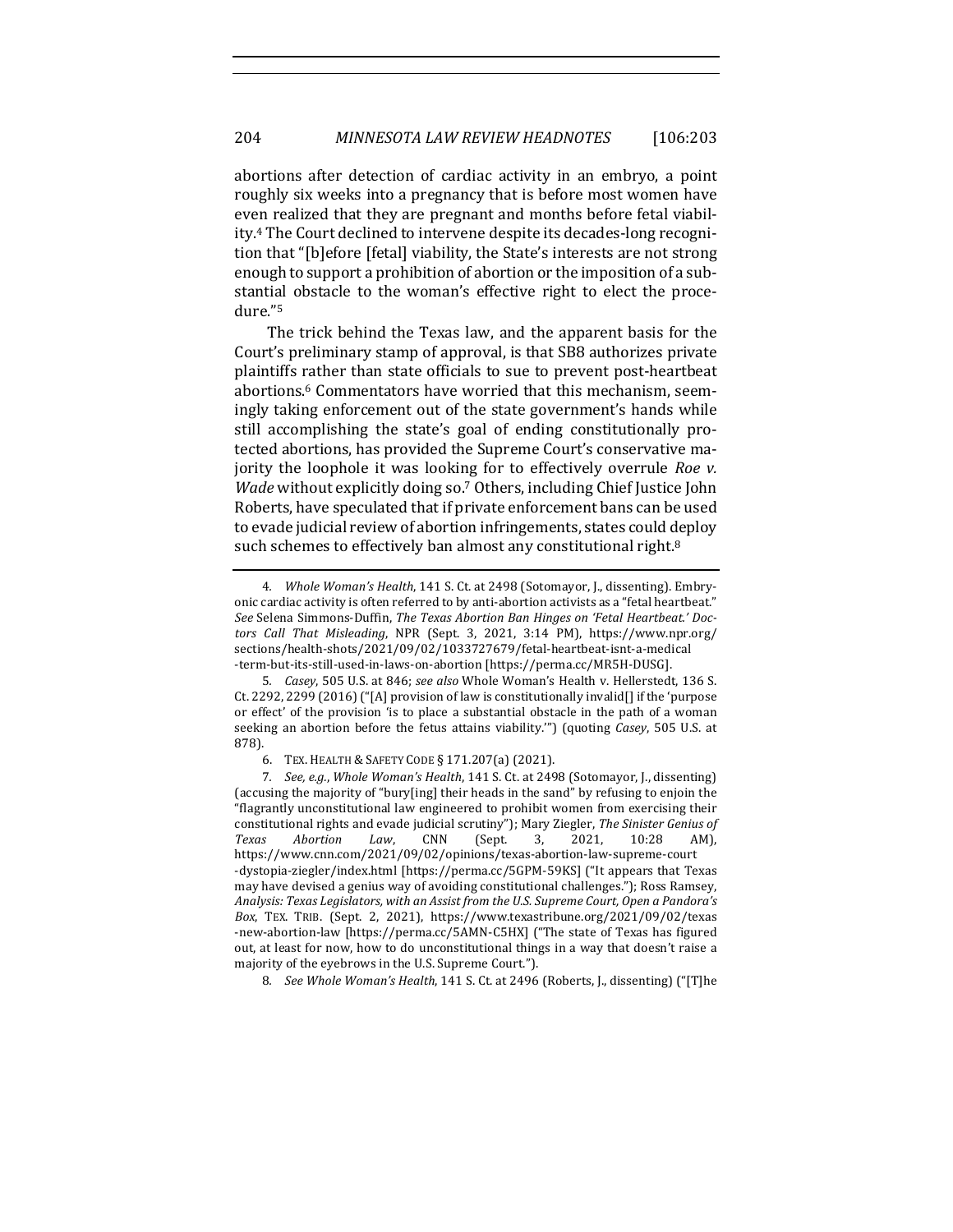abortions after detection of cardiac activity in an embryo, a point roughly six weeks into a pregnancy that is before most women have even realized that they are pregnant and months before fetal viability.[4] The Court declined to intervene despite its decades-long recognition that "[b]efore [fetal] viability, the State's interests are not strong enough to support a prohibition of abortion or the imposition of a substantial obstacle to the woman's effective right to elect the procedure."[5]

The trick behind the Texas law, and the apparent basis for the Court's preliminary stamp of approval, is that SB8 authorizes private plaintiffs rather than state officials to sue to prevent post-heartbeat abortions.[6] Commentators have worried that this mechanism, seemingly taking enforcement out of the state government's hands while still accomplishing the state's goal of ending constitutionally protected abortions, has provided the Supreme Court's conservative majority the loophole it was looking for to effectively overrule *Roe v. Wade* without explicitly doing so.[7] Others, including Chief Justice John Roberts, have speculated that if private enforcement bans can be used to evade judicial review of abortion infringements, states could deploy such schemes to effectively ban almost any constitutional right.[8]

---

4. *Whole Woman's Health*, 141 S. Ct. at 2498 (Sotomayor, J., dissenting). Embryonic cardiac activity is often referred to by anti-abortion activists as a "fetal heartbeat." *See* Selena Simmons-Duffin, *The Texas Abortion Ban Hinges on 'Fetal Heartbeat.' Doctors Call That Misleading*, NPR (Sept. 3, 2021, 3:14 PM), https://www.npr.org/sections/health-shots/2021/09/02/1033727679/fetal-heartbeat-isnt-a-medical-term-but-its-still-used-in-laws-on-abortion [https://perma.cc/MR5H-DUSG].

5. *Casey*, 505 U.S. at 846; *see also* Whole Woman's Health v. Hellerstedt, 136 S. Ct. 2292, 2299 (2016) ("[A] provision of law is constitutionally invalid[] if the 'purpose or effect' of the provision 'is to place a substantial obstacle in the path of a woman seeking an abortion before the fetus attains viability.'") (quoting *Casey*, 505 U.S. at 878).

6. TEX. HEALTH & SAFETY CODE § 171.207(a) (2021).

7. *See, e.g.*, *Whole Woman's Health*, 141 S. Ct. at 2498 (Sotomayor, J., dissenting) (accusing the majority of "bury[ing] their heads in the sand" by refusing to enjoin the "flagrantly unconstitutional law engineered to prohibit women from exercising their constitutional rights and evade judicial scrutiny"); Mary Ziegler, *The Sinister Genius of Texas Abortion Law*, CNN (Sept. 3, 2021, 10:28 AM), https://www.cnn.com/2021/09/02/opinions/texas-abortion-law-supreme-court-dystopia-ziegler/index.html [https://perma.cc/5GPM-59KS] ("It appears that Texas may have devised a genius way of avoiding constitutional challenges."); Ross Ramsey, *Analysis: Texas Legislators, with an Assist from the U.S. Supreme Court, Open a Pandora's Box*, TEX. TRIB. (Sept. 2, 2021), https://www.texastribune.org/2021/09/02/texas-new-abortion-law [https://perma.cc/5AMN-C5HX] ("The state of Texas has figured out, at least for now, how to do unconstitutional things in a way that doesn't raise a majority of the eyebrows in the U.S. Supreme Court.").

8. *See Whole Woman's Health*, 141 S. Ct. at 2496 (Roberts, J., dissenting) ("[T]he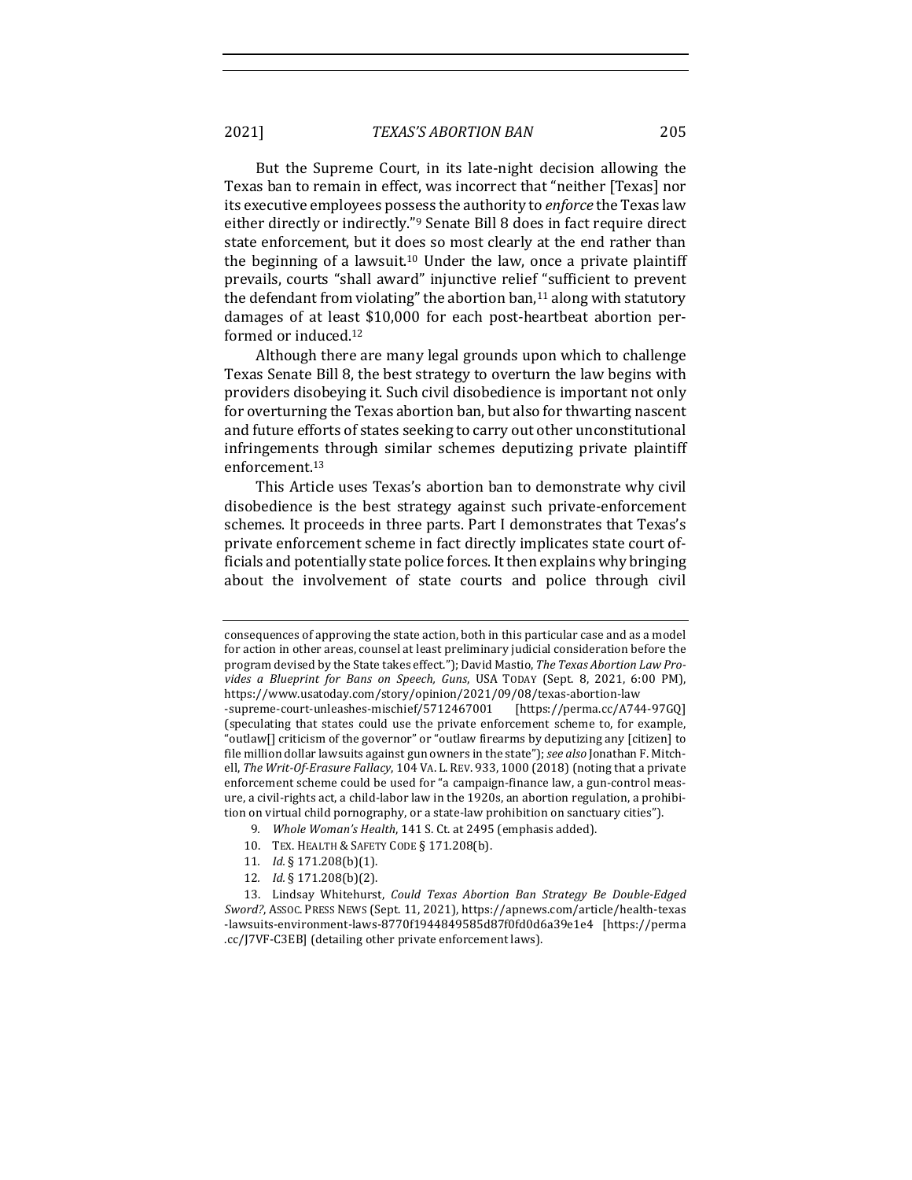But the Supreme Court, in its late-night decision allowing the Texas ban to remain in effect, was incorrect that "neither [Texas] nor its executive employees possess the authority to *enforce* the Texas law either directly or indirectly."[9] Senate Bill 8 does in fact require direct state enforcement, but it does so most clearly at the end rather than the beginning of a lawsuit.[10] Under the law, once a private plaintiff prevails, courts "shall award" injunctive relief "sufficient to prevent the defendant from violating" the abortion ban,[11] along with statutory damages of at least $10,000 for each post-heartbeat abortion performed or induced.[12]

Although there are many legal grounds upon which to challenge Texas Senate Bill 8, the best strategy to overturn the law begins with providers disobeying it. Such civil disobedience is important not only for overturning the Texas abortion ban, but also for thwarting nascent and future efforts of states seeking to carry out other unconstitutional infringements through similar schemes deputizing private plaintiff enforcement.[13]

This Article uses Texas's abortion ban to demonstrate why civil disobedience is the best strategy against such private-enforcement schemes. It proceeds in three parts. Part I demonstrates that Texas's private enforcement scheme in fact directly implicates state court officials and potentially state police forces. It then explains why bringing about the involvement of state courts and police through civil

---

consequences of approving the state action, both in this particular case and as a model for action in other areas, counsel at least preliminary judicial consideration before the program devised by the State takes effect."); David Mastio, *The Texas Abortion Law Provides a Blueprint for Bans on Speech, Guns*, USA TODAY (Sept. 8, 2021, 6:00 PM), https://www.usatoday.com/story/opinion/2021/09/08/texas-abortion-law-supreme-court-unleashes-mischief/5712467001 [https://perma.cc/A744-97GQ] (speculating that states could use the private enforcement scheme to, for example, "outlaw[] criticism of the governor" or "outlaw firearms by deputizing any [citizen] to file million dollar lawsuits against gun owners in the state"); *see also* Jonathan F. Mitchell, *The Writ-Of-Erasure Fallacy*, 104 VA. L. REV. 933, 1000 (2018) (noting that a private enforcement scheme could be used for "a campaign-finance law, a gun-control measure, a civil-rights act, a child-labor law in the 1920s, an abortion regulation, a prohibition on virtual child pornography, or a state-law prohibition on sanctuary cities").

9. *Whole Woman's Health*, 141 S. Ct. at 2495 (emphasis added).

10. TEX. HEALTH & SAFETY CODE § 171.208(b).

11. *Id.* § 171.208(b)(1).

12. *Id.* § 171.208(b)(2).

13. Lindsay Whitehurst, *Could Texas Abortion Ban Strategy Be Double-Edged Sword?*, ASSOC. PRESS NEWS (Sept. 11, 2021), https://apnews.com/article/health-texas-lawsuits-environment-laws-8770f1944849585d87f0fd0d6a39e1e4 [https://perma.cc/J7VF-C3EB] (detailing other private enforcement laws).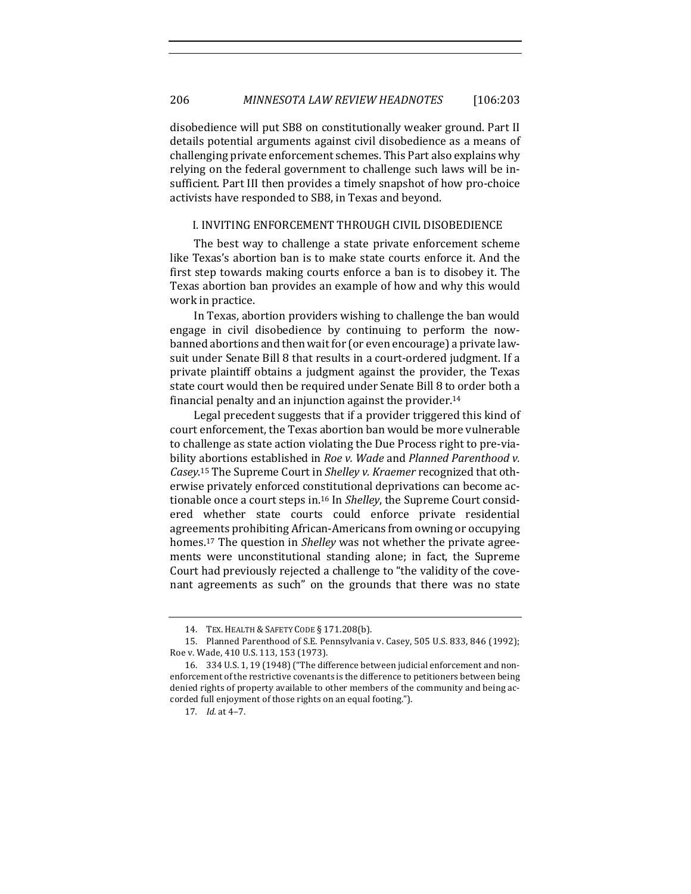disobedience will put SB8 on constitutionally weaker ground. Part II details potential arguments against civil disobedience as a means of challenging private enforcement schemes. This Part also explains why relying on the federal government to challenge such laws will be insufficient. Part III then provides a timely snapshot of how pro-choice activists have responded to SB8, in Texas and beyond.

## I. INVITING ENFORCEMENT THROUGH CIVIL DISOBEDIENCE

The best way to challenge a state private enforcement scheme like Texas's abortion ban is to make state courts enforce it. And the first step towards making courts enforce a ban is to disobey it. The Texas abortion ban provides an example of how and why this would work in practice.

In Texas, abortion providers wishing to challenge the ban would engage in civil disobedience by continuing to perform the now-banned abortions and then wait for (or even encourage) a private lawsuit under Senate Bill 8 that results in a court-ordered judgment. If a private plaintiff obtains a judgment against the provider, the Texas state court would then be required under Senate Bill 8 to order both a financial penalty and an injunction against the provider.[14]

Legal precedent suggests that if a provider triggered this kind of court enforcement, the Texas abortion ban would be more vulnerable to challenge as state action violating the Due Process right to pre-viability abortions established in *Roe v. Wade* and *Planned Parenthood v. Casey*.[15] The Supreme Court in *Shelley v. Kraemer* recognized that otherwise privately enforced constitutional deprivations can become actionable once a court steps in.[16] In *Shelley*, the Supreme Court considered whether state courts could enforce private residential agreements prohibiting African-Americans from owning or occupying homes.[17] The question in *Shelley* was not whether the private agreements were unconstitutional standing alone; in fact, the Supreme Court had previously rejected a challenge to "the validity of the covenant agreements as such" on the grounds that there was no state

---

14. TEX. HEALTH & SAFETY CODE § 171.208(b).

15. Planned Parenthood of S.E. Pennsylvania v. Casey, 505 U.S. 833, 846 (1992); Roe v. Wade, 410 U.S. 113, 153 (1973).

16. 334 U.S. 1, 19 (1948) ("The difference between judicial enforcement and non-enforcement of the restrictive covenants is the difference to petitioners between being denied rights of property available to other members of the community and being accorded full enjoyment of those rights on an equal footing.").

17. *Id.* at 4–7.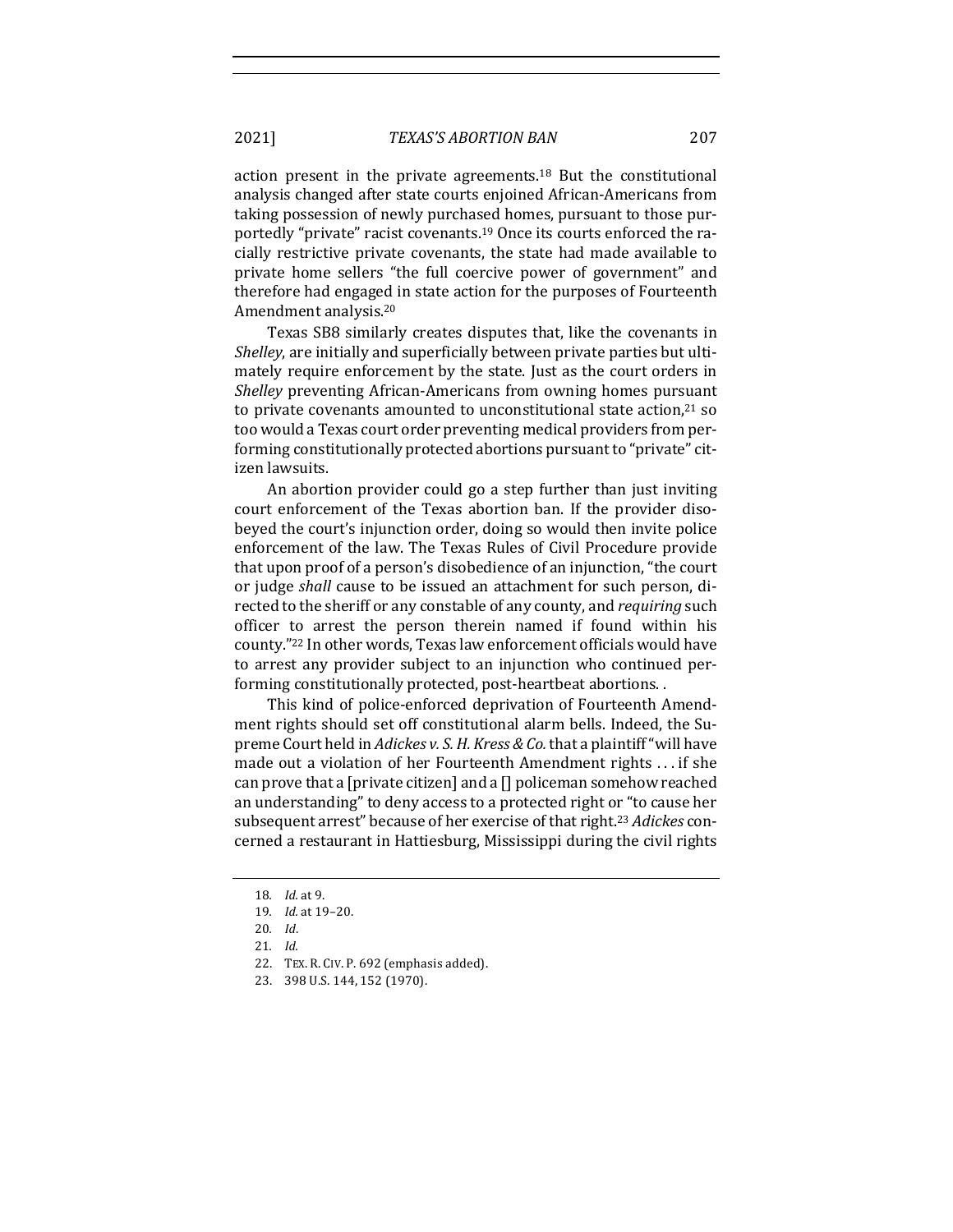action present in the private agreements.[18] But the constitutional analysis changed after state courts enjoined African-Americans from taking possession of newly purchased homes, pursuant to those purportedly "private" racist covenants.[19] Once its courts enforced the racially restrictive private covenants, the state had made available to private home sellers "the full coercive power of government" and therefore had engaged in state action for the purposes of Fourteenth Amendment analysis.[20]

Texas SB8 similarly creates disputes that, like the covenants in *Shelley*, are initially and superficially between private parties but ultimately require enforcement by the state. Just as the court orders in *Shelley* preventing African-Americans from owning homes pursuant to private covenants amounted to unconstitutional state action,[21] so too would a Texas court order preventing medical providers from performing constitutionally protected abortions pursuant to "private" citizen lawsuits.

An abortion provider could go a step further than just inviting court enforcement of the Texas abortion ban. If the provider disobeyed the court's injunction order, doing so would then invite police enforcement of the law. The Texas Rules of Civil Procedure provide that upon proof of a person's disobedience of an injunction, "the court or judge *shall* cause to be issued an attachment for such person, directed to the sheriff or any constable of any county, and *requiring* such officer to arrest the person therein named if found within his county."[22] In other words, Texas law enforcement officials would have to arrest any provider subject to an injunction who continued performing constitutionally protected, post-heartbeat abortions. .

This kind of police-enforced deprivation of Fourteenth Amendment rights should set off constitutional alarm bells. Indeed, the Supreme Court held in *Adickes v. S. H. Kress & Co.* that a plaintiff "will have made out a violation of her Fourteenth Amendment rights . . . if she can prove that a [private citizen] and a [] policeman somehow reached an understanding" to deny access to a protected right or "to cause her subsequent arrest" because of her exercise of that right.[23] *Adickes* concerned a restaurant in Hattiesburg, Mississippi during the civil rights

---

18. *Id.* at 9.
19. *Id.* at 19–20.
20. *Id.*
21. *Id.*
22. TEX. R. CIV. P. 692 (emphasis added).
23. 398 U.S. 144, 152 (1970).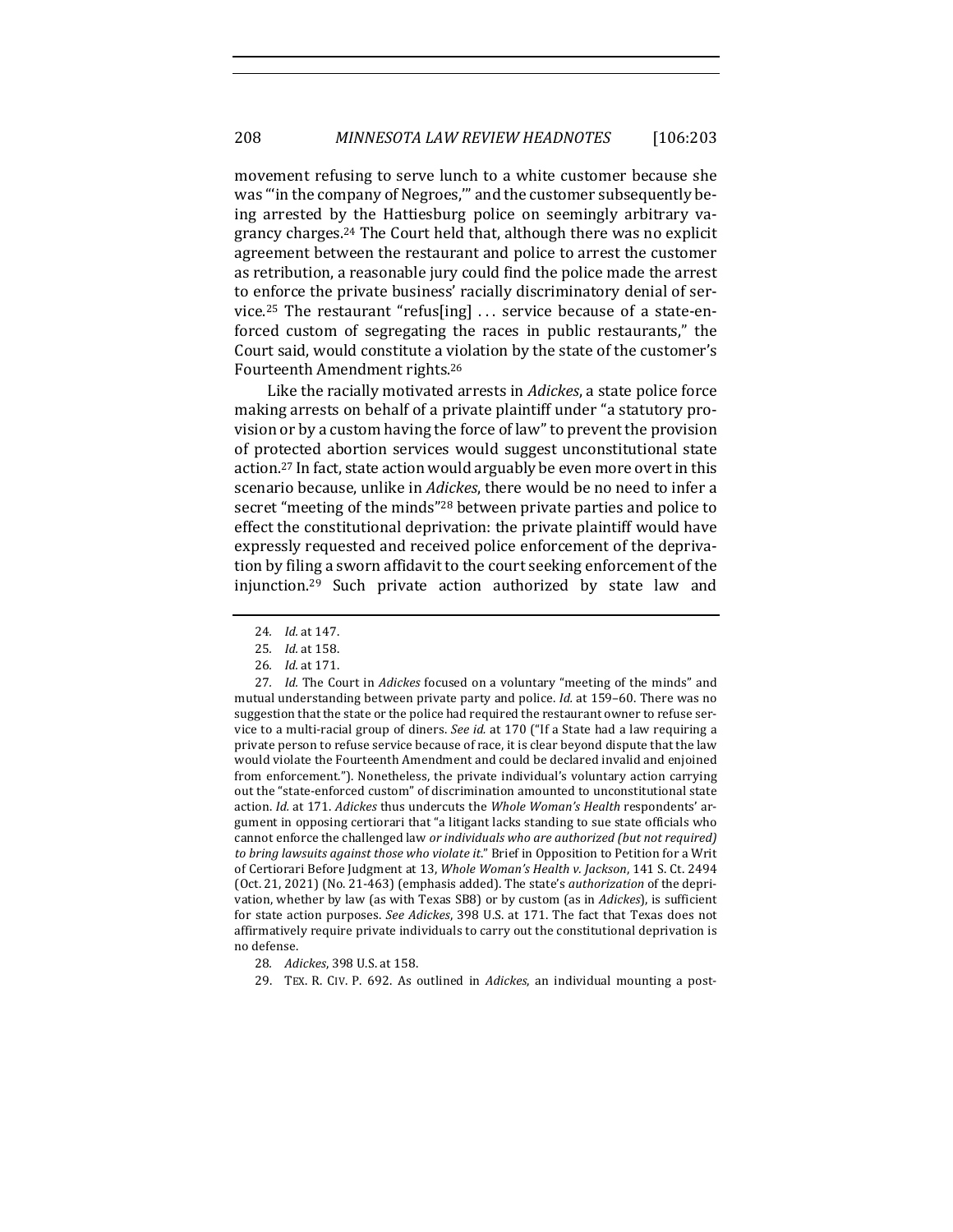movement refusing to serve lunch to a white customer because she was "'in the company of Negroes,'" and the customer subsequently being arrested by the Hattiesburg police on seemingly arbitrary vagrancy charges.[24] The Court held that, although there was no explicit agreement between the restaurant and police to arrest the customer as retribution, a reasonable jury could find the police made the arrest to enforce the private business' racially discriminatory denial of service.[25] The restaurant "refus[ing] . . . service because of a state-enforced custom of segregating the races in public restaurants," the Court said, would constitute a violation by the state of the customer's Fourteenth Amendment rights.[26]

Like the racially motivated arrests in *Adickes*, a state police force making arrests on behalf of a private plaintiff under "a statutory provision or by a custom having the force of law" to prevent the provision of protected abortion services would suggest unconstitutional state action.[27] In fact, state action would arguably be even more overt in this scenario because, unlike in *Adickes*, there would be no need to infer a secret "meeting of the minds"[28] between private parties and police to effect the constitutional deprivation: the private plaintiff would have expressly requested and received police enforcement of the deprivation by filing a sworn affidavit to the court seeking enforcement of the injunction.[29] Such private action authorized by state law and

---

24. *Id.* at 147.

25. *Id.* at 158.

26. *Id.* at 171.

27. *Id.* The Court in *Adickes* focused on a voluntary "meeting of the minds" and mutual understanding between private party and police. *Id.* at 159–60. There was no suggestion that the state or the police had required the restaurant owner to refuse service to a multi-racial group of diners. *See id.* at 170 ("If a State had a law requiring a private person to refuse service because of race, it is clear beyond dispute that the law would violate the Fourteenth Amendment and could be declared invalid and enjoined from enforcement."). Nonetheless, the private individual's voluntary action carrying out the "state-enforced custom" of discrimination amounted to unconstitutional state action. *Id.* at 171. *Adickes* thus undercuts the *Whole Woman's Health* respondents' argument in opposing certiorari that "a litigant lacks standing to sue state officials who cannot enforce the challenged law *or individuals who are authorized (but not required) to bring lawsuits against those who violate it*." Brief in Opposition to Petition for a Writ of Certiorari Before Judgment at 13, *Whole Woman's Health v. Jackson*, 141 S. Ct. 2494 (Oct. 21, 2021) (No. 21-463) (emphasis added). The state's *authorization* of the deprivation, whether by law (as with Texas SB8) or by custom (as in *Adickes*), is sufficient for state action purposes. *See Adickes*, 398 U.S. at 171. The fact that Texas does not affirmatively require private individuals to carry out the constitutional deprivation is no defense.

28. *Adickes*, 398 U.S. at 158.

29. TEX. R. CIV. P. 692. As outlined in *Adickes*, an individual mounting a post-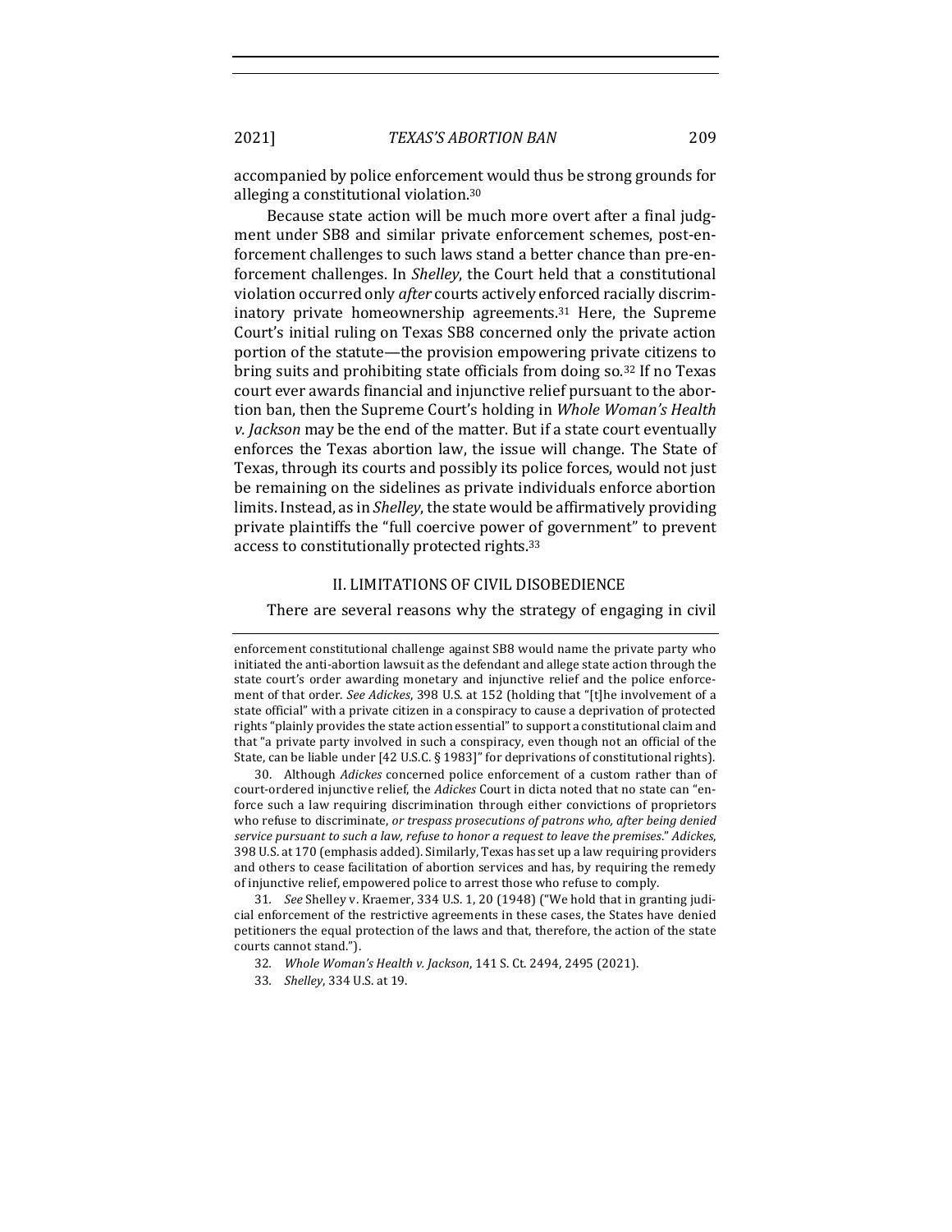accompanied by police enforcement would thus be strong grounds for alleging a constitutional violation.[30]

Because state action will be much more overt after a final judgment under SB8 and similar private enforcement schemes, post-enforcement challenges to such laws stand a better chance than pre-enforcement challenges. In *Shelley*, the Court held that a constitutional violation occurred only *after* courts actively enforced racially discriminatory private homeownership agreements.[31] Here, the Supreme Court's initial ruling on Texas SB8 concerned only the private action portion of the statute—the provision empowering private citizens to bring suits and prohibiting state officials from doing so.[32] If no Texas court ever awards financial and injunctive relief pursuant to the abortion ban, then the Supreme Court's holding in *Whole Woman's Health v. Jackson* may be the end of the matter. But if a state court eventually enforces the Texas abortion law, the issue will change. The State of Texas, through its courts and possibly its police forces, would not just be remaining on the sidelines as private individuals enforce abortion limits. Instead, as in *Shelley*, the state would be affirmatively providing private plaintiffs the "full coercive power of government" to prevent access to constitutionally protected rights.[33]

## II. LIMITATIONS OF CIVIL DISOBEDIENCE

There are several reasons why the strategy of engaging in civil

---

enforcement constitutional challenge against SB8 would name the private party who initiated the anti-abortion lawsuit as the defendant and allege state action through the state court's order awarding monetary and injunctive relief and the police enforcement of that order. *See Adickes*, 398 U.S. at 152 (holding that "[t]he involvement of a state official" with a private citizen in a conspiracy to cause a deprivation of protected rights "plainly provides the state action essential" to support a constitutional claim and that "a private party involved in such a conspiracy, even though not an official of the State, can be liable under [42 U.S.C. § 1983]" for deprivations of constitutional rights).

30. Although *Adickes* concerned police enforcement of a custom rather than of court-ordered injunctive relief, the *Adickes* Court in dicta noted that no state can "enforce such a law requiring discrimination through either convictions of proprietors who refuse to discriminate, *or trespass prosecutions of patrons who, after being denied service pursuant to such a law, refuse to honor a request to leave the premises*." *Adickes*, 398 U.S. at 170 (emphasis added). Similarly, Texas has set up a law requiring providers and others to cease facilitation of abortion services and has, by requiring the remedy of injunctive relief, empowered police to arrest those who refuse to comply.

31. *See* Shelley v. Kraemer, 334 U.S. 1, 20 (1948) ("We hold that in granting judicial enforcement of the restrictive agreements in these cases, the States have denied petitioners the equal protection of the laws and that, therefore, the action of the state courts cannot stand.").

32. *Whole Woman's Health v. Jackson*, 141 S. Ct. 2494, 2495 (2021).

33. *Shelley*, 334 U.S. at 19.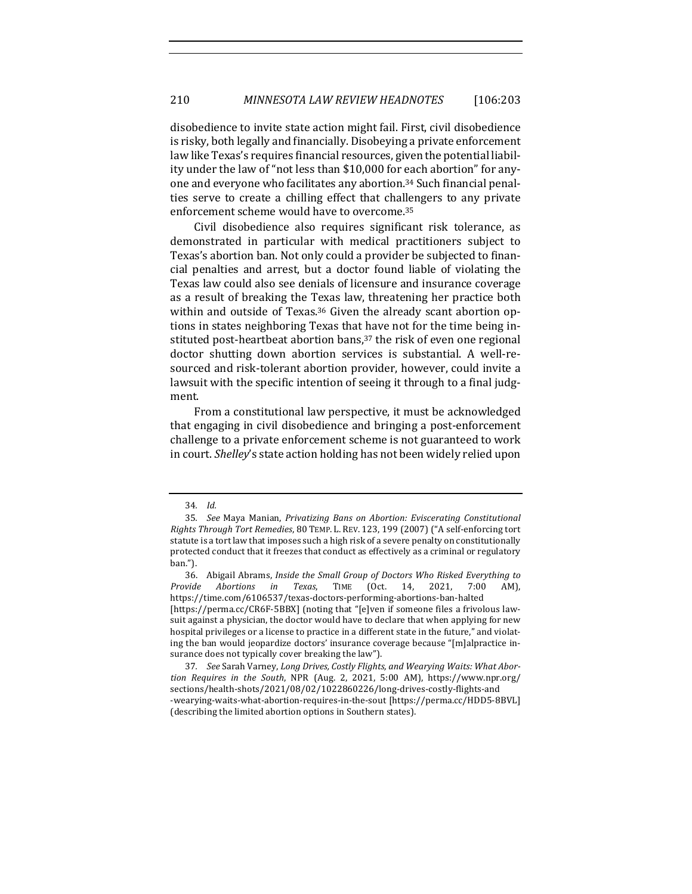disobedience to invite state action might fail. First, civil disobedience is risky, both legally and financially. Disobeying a private enforcement law like Texas's requires financial resources, given the potential liability under the law of "not less than $10,000 for each abortion" for anyone and everyone who facilitates any abortion.[34] Such financial penalties serve to create a chilling effect that challengers to any private enforcement scheme would have to overcome.[35]

Civil disobedience also requires significant risk tolerance, as demonstrated in particular with medical practitioners subject to Texas's abortion ban. Not only could a provider be subjected to financial penalties and arrest, but a doctor found liable of violating the Texas law could also see denials of licensure and insurance coverage as a result of breaking the Texas law, threatening her practice both within and outside of Texas.[36] Given the already scant abortion options in states neighboring Texas that have not for the time being instituted post-heartbeat abortion bans,[37] the risk of even one regional doctor shutting down abortion services is substantial. A well-resourced and risk-tolerant abortion provider, however, could invite a lawsuit with the specific intention of seeing it through to a final judgment.

From a constitutional law perspective, it must be acknowledged that engaging in civil disobedience and bringing a post-enforcement challenge to a private enforcement scheme is not guaranteed to work in court. *Shelley*'s state action holding has not been widely relied upon

---

34. *Id.*

35. *See* Maya Manian, *Privatizing Bans on Abortion: Eviscerating Constitutional Rights Through Tort Remedies*, 80 TEMP. L. REV. 123, 199 (2007) ("A self-enforcing tort statute is a tort law that imposes such a high risk of a severe penalty on constitutionally protected conduct that it freezes that conduct as effectively as a criminal or regulatory ban.").

36. Abigail Abrams, *Inside the Small Group of Doctors Who Risked Everything to Provide Abortions in Texas*, TIME (Oct. 14, 2021, 7:00 AM), https://time.com/6106537/texas-doctors-performing-abortions-ban-halted [https://perma.cc/CR6F-5BBX] (noting that "[e]ven if someone files a frivolous lawsuit against a physician, the doctor would have to declare that when applying for new hospital privileges or a license to practice in a different state in the future," and violating the ban would jeopardize doctors' insurance coverage because "[m]alpractice insurance does not typically cover breaking the law").

37. *See* Sarah Varney, *Long Drives, Costly Flights, and Wearying Waits: What Abortion Requires in the South*, NPR (Aug. 2, 2021, 5:00 AM), https://www.npr.org/sections/health-shots/2021/08/02/1022860226/long-drives-costly-flights-and-wearying-waits-what-abortion-requires-in-the-sout [https://perma.cc/HDD5-8BVL] (describing the limited abortion options in Southern states).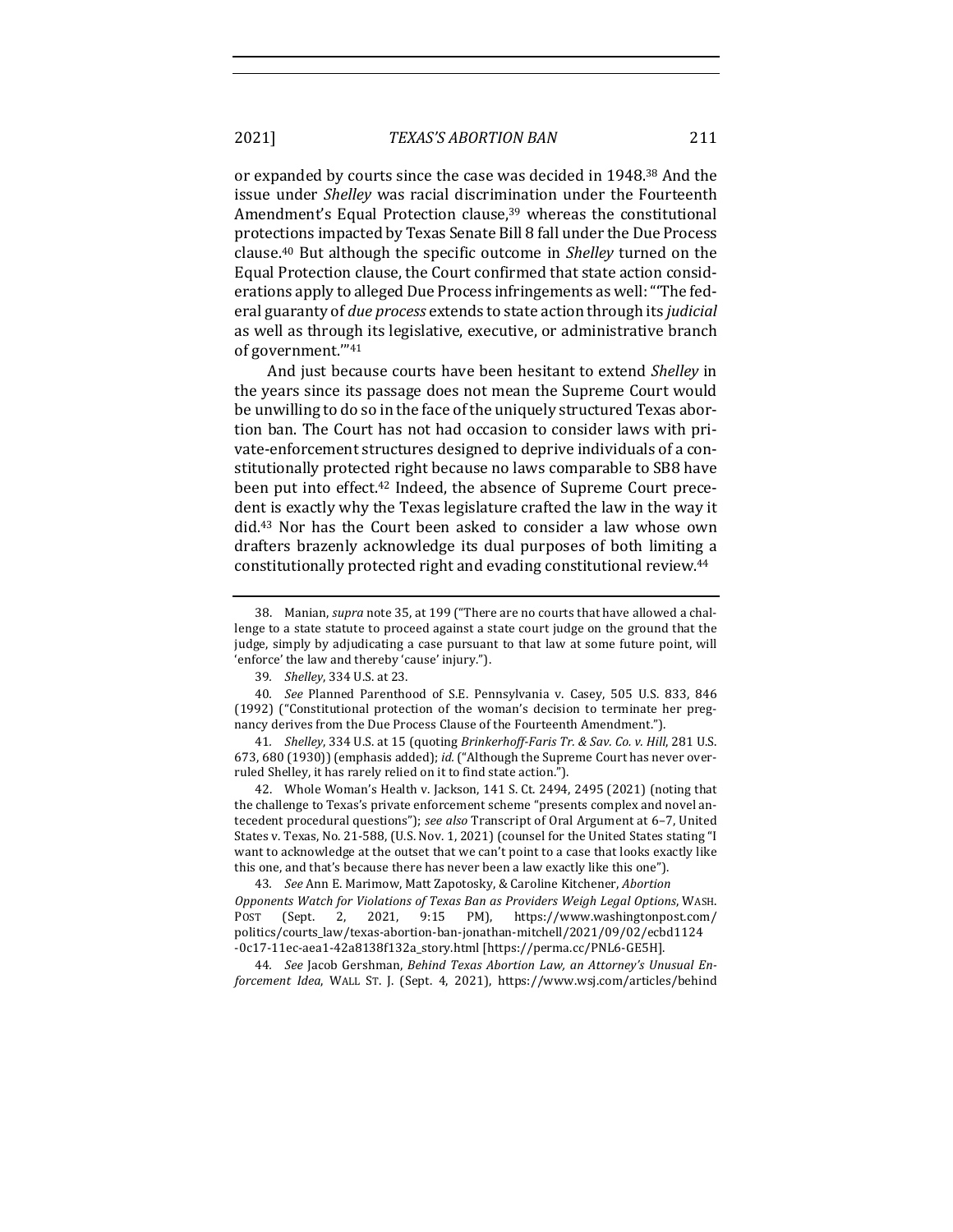or expanded by courts since the case was decided in 1948.[38] And the issue under *Shelley* was racial discrimination under the Fourteenth Amendment's Equal Protection clause,[39] whereas the constitutional protections impacted by Texas Senate Bill 8 fall under the Due Process clause.[40] But although the specific outcome in *Shelley* turned on the Equal Protection clause, the Court confirmed that state action considerations apply to alleged Due Process infringements as well: "'The federal guaranty of *due process* extends to state action through its *judicial* as well as through its legislative, executive, or administrative branch of government.'"[41]

And just because courts have been hesitant to extend *Shelley* in the years since its passage does not mean the Supreme Court would be unwilling to do so in the face of the uniquely structured Texas abortion ban. The Court has not had occasion to consider laws with private-enforcement structures designed to deprive individuals of a constitutionally protected right because no laws comparable to SB8 have been put into effect.[42] Indeed, the absence of Supreme Court precedent is exactly why the Texas legislature crafted the law in the way it did.[43] Nor has the Court been asked to consider a law whose own drafters brazenly acknowledge its dual purposes of both limiting a constitutionally protected right and evading constitutional review.[44]

---

38. Manian, *supra* note 35, at 199 ("There are no courts that have allowed a challenge to a state statute to proceed against a state court judge on the ground that the judge, simply by adjudicating a case pursuant to that law at some future point, will 'enforce' the law and thereby 'cause' injury.").

39. *Shelley*, 334 U.S. at 23.

40. *See* Planned Parenthood of S.E. Pennsylvania v. Casey, 505 U.S. 833, 846 (1992) ("Constitutional protection of the woman's decision to terminate her pregnancy derives from the Due Process Clause of the Fourteenth Amendment.").

41. *Shelley*, 334 U.S. at 15 (quoting *Brinkerhoff-Faris Tr. & Sav. Co. v. Hill*, 281 U.S. 673, 680 (1930)) (emphasis added); *id.* ("Although the Supreme Court has never overruled Shelley, it has rarely relied on it to find state action.").

42. Whole Woman's Health v. Jackson, 141 S. Ct. 2494, 2495 (2021) (noting that the challenge to Texas's private enforcement scheme "presents complex and novel antecedent procedural questions"); *see also* Transcript of Oral Argument at 6–7, United States v. Texas, No. 21-588, (U.S. Nov. 1, 2021) (counsel for the United States stating "I want to acknowledge at the outset that we can't point to a case that looks exactly like this one, and that's because there has never been a law exactly like this one").

43. *See* Ann E. Marimow, Matt Zapotosky, & Caroline Kitchener, *Abortion Opponents Watch for Violations of Texas Ban as Providers Weigh Legal Options*, WASH. POST (Sept. 2, 2021, 9:15 PM), https://www.washingtonpost.com/politics/courts_law/texas-abortion-ban-jonathan-mitchell/2021/09/02/ecbd1124-0c17-11ec-aea1-42a8138f132a_story.html [https://perma.cc/PNL6-GE5H].

44. *See* Jacob Gershman, *Behind Texas Abortion Law, an Attorney's Unusual Enforcement Idea*, WALL ST. J. (Sept. 4, 2021), https://www.wsj.com/articles/behind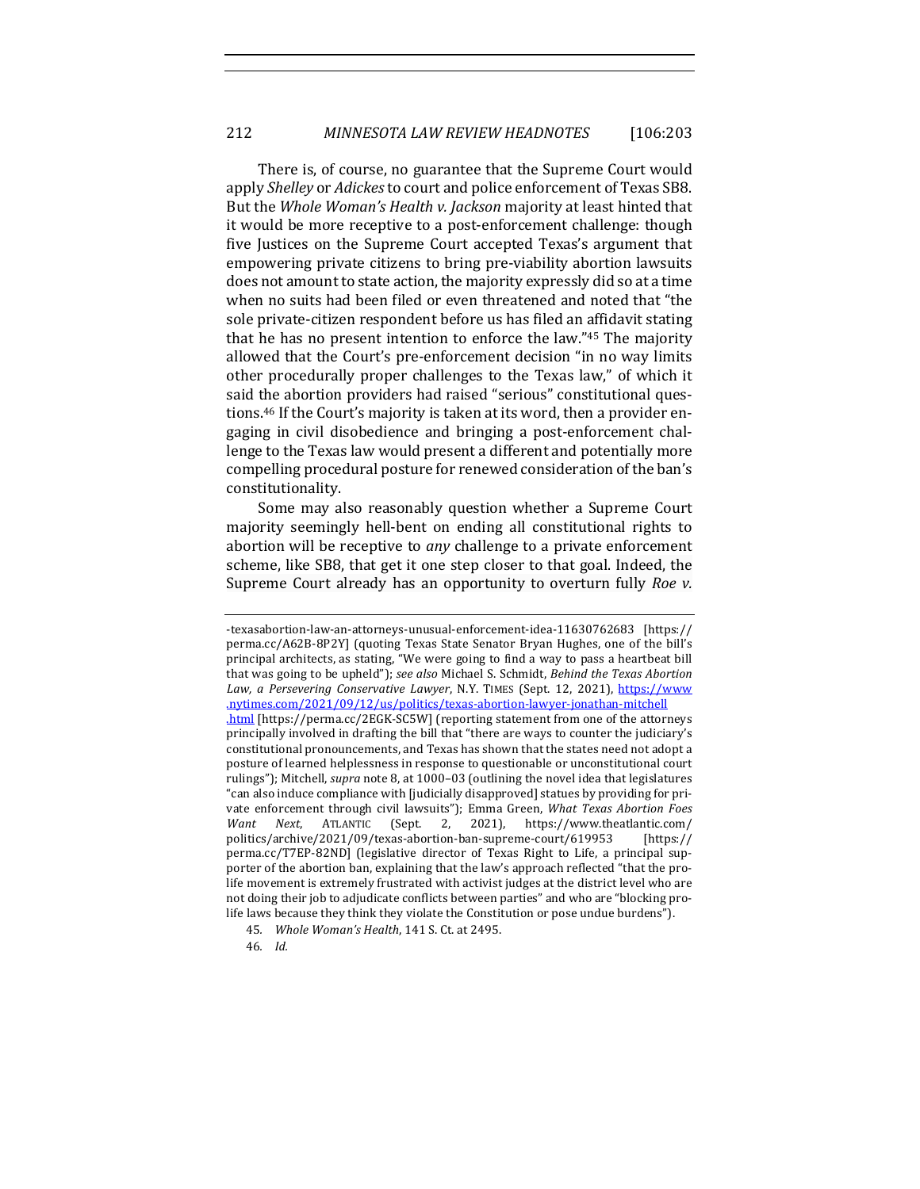There is, of course, no guarantee that the Supreme Court would apply *Shelley* or *Adickes* to court and police enforcement of Texas SB8. But the *Whole Woman's Health v. Jackson* majority at least hinted that it would be more receptive to a post-enforcement challenge: though five Justices on the Supreme Court accepted Texas's argument that empowering private citizens to bring pre-viability abortion lawsuits does not amount to state action, the majority expressly did so at a time when no suits had been filed or even threatened and noted that "the sole private-citizen respondent before us has filed an affidavit stating that he has no present intention to enforce the law."[45] The majority allowed that the Court's pre-enforcement decision "in no way limits other procedurally proper challenges to the Texas law," of which it said the abortion providers had raised "serious" constitutional questions.[46] If the Court's majority is taken at its word, then a provider engaging in civil disobedience and bringing a post-enforcement challenge to the Texas law would present a different and potentially more compelling procedural posture for renewed consideration of the ban's constitutionality.

Some may also reasonably question whether a Supreme Court majority seemingly hell-bent on ending all constitutional rights to abortion will be receptive to *any* challenge to a private enforcement scheme, like SB8, that get it one step closer to that goal. Indeed, the Supreme Court already has an opportunity to overturn fully *Roe v.*

-texasabortion-law-an-attorneys-unusual-enforcement-idea-11630762683 [https://perma.cc/A62B-8P2Y] (quoting Texas State Senator Bryan Hughes, one of the bill's principal architects, as stating, "We were going to find a way to pass a heartbeat bill that was going to be upheld"); *see also* Michael S. Schmidt, *Behind the Texas Abortion Law, a Persevering Conservative Lawyer*, N.Y. TIMES (Sept. 12, 2021), https://www.nytimes.com/2021/09/12/us/politics/texas-abortion-lawyer-jonathan-mitchell.html [https://perma.cc/2EGK-SC5W] (reporting statement from one of the attorneys principally involved in drafting the bill that "there are ways to counter the judiciary's constitutional pronouncements, and Texas has shown that the states need not adopt a posture of learned helplessness in response to questionable or unconstitutional court rulings"); Mitchell, *supra* note 8, at 1000–03 (outlining the novel idea that legislatures "can also induce compliance with [judicially disapproved] statues by providing for private enforcement through civil lawsuits"); Emma Green, *What Texas Abortion Foes Want Next*, ATLANTIC (Sept. 2, 2021), https://www.theatlantic.com/politics/archive/2021/09/texas-abortion-ban-supreme-court/619953 [https://perma.cc/T7EP-82ND] (legislative director of Texas Right to Life, a principal supporter of the abortion ban, explaining that the law's approach reflected "that the pro-life movement is extremely frustrated with activist judges at the district level who are not doing their job to adjudicate conflicts between parties" and who are "blocking pro-life laws because they think they violate the Constitution or pose undue burdens").

45. *Whole Woman's Health*, 141 S. Ct. at 2495.

46. *Id.*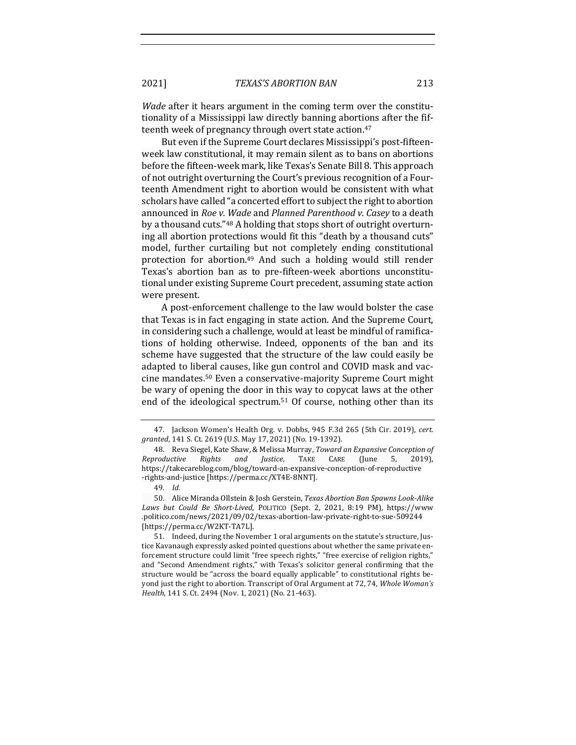*Wade* after it hears argument in the coming term over the constitutionality of a Mississippi law directly banning abortions after the fifteenth week of pregnancy through overt state action.[47]

But even if the Supreme Court declares Mississippi's post-fifteen-week law constitutional, it may remain silent as to bans on abortions before the fifteen-week mark, like Texas's Senate Bill 8. This approach of not outright overturning the Court's previous recognition of a Fourteenth Amendment right to abortion would be consistent with what scholars have called "a concerted effort to subject the right to abortion announced in *Roe v. Wade* and *Planned Parenthood v. Casey* to a death by a thousand cuts."[48] A holding that stops short of outright overturning all abortion protections would fit this "death by a thousand cuts" model, further curtailing but not completely ending constitutional protection for abortion.[49] And such a holding would still render Texas's abortion ban as to pre-fifteen-week abortions unconstitutional under existing Supreme Court precedent, assuming state action were present.

A post-enforcement challenge to the law would bolster the case that Texas is in fact engaging in state action. And the Supreme Court, in considering such a challenge, would at least be mindful of ramifications of holding otherwise. Indeed, opponents of the ban and its scheme have suggested that the structure of the law could easily be adapted to liberal causes, like gun control and COVID mask and vaccine mandates.[50] Even a conservative-majority Supreme Court might be wary of opening the door in this way to copycat laws at the other end of the ideological spectrum.[51] Of course, nothing other than its

---

47. Jackson Women's Health Org. v. Dobbs, 945 F.3d 265 (5th Cir. 2019), *cert. granted*, 141 S. Ct. 2619 (U.S. May 17, 2021) (No. 19-1392).

48. Reva Siegel, Kate Shaw, & Melissa Murray, *Toward an Expansive Conception of Reproductive Rights and Justice*, TAKE CARE (June 5, 2019), https://takecareblog.com/blog/toward-an-expansive-conception-of-reproductive-rights-and-justice [https://perma.cc/XT4E-8NNT].

49. *Id.*

50. Alice Miranda Ollstein & Josh Gerstein, *Texas Abortion Ban Spawns Look-Alike Laws but Could Be Short-Lived*, POLITICO (Sept. 2, 2021, 8:19 PM), https://www.politico.com/news/2021/09/02/texas-abortion-law-private-right-to-sue-509244 [https://perma.cc/W2KT-TA7L].

51. Indeed, during the November 1 oral arguments on the statute's structure, Justice Kavanaugh expressly asked pointed questions about whether the same private enforcement structure could limit "free speech rights," "free exercise of religion rights," and "Second Amendment rights," with Texas's solicitor general confirming that the structure would be "across the board equally applicable" to constitutional rights beyond just the right to abortion. Transcript of Oral Argument at 72, 74, *Whole Woman's Health*, 141 S. Ct. 2494 (Nov. 1, 2021) (No. 21-463).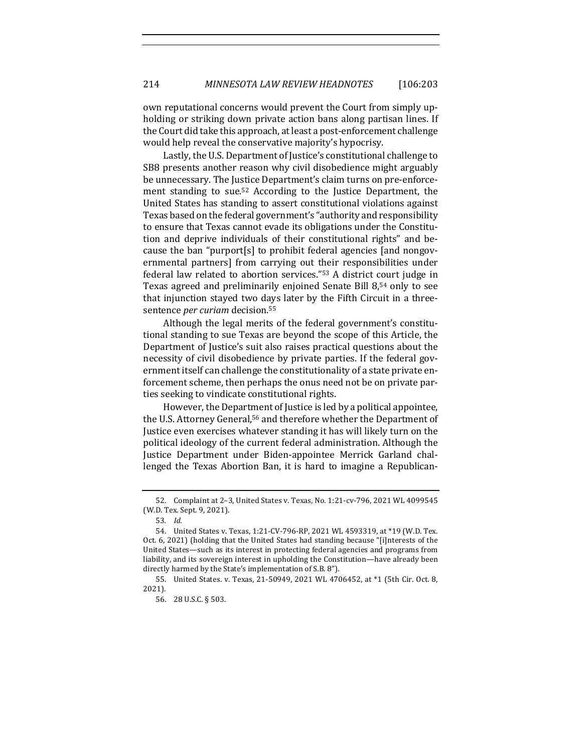own reputational concerns would prevent the Court from simply upholding or striking down private action bans along partisan lines. If the Court did take this approach, at least a post-enforcement challenge would help reveal the conservative majority's hypocrisy.

Lastly, the U.S. Department of Justice's constitutional challenge to SB8 presents another reason why civil disobedience might arguably be unnecessary. The Justice Department's claim turns on pre-enforcement standing to sue.[52] According to the Justice Department, the United States has standing to assert constitutional violations against Texas based on the federal government's "authority and responsibility to ensure that Texas cannot evade its obligations under the Constitution and deprive individuals of their constitutional rights" and because the ban "purport[s] to prohibit federal agencies [and nongovernmental partners] from carrying out their responsibilities under federal law related to abortion services."[53] A district court judge in Texas agreed and preliminarily enjoined Senate Bill 8,[54] only to see that injunction stayed two days later by the Fifth Circuit in a three-sentence *per curiam* decision.[55]

Although the legal merits of the federal government's constitutional standing to sue Texas are beyond the scope of this Article, the Department of Justice's suit also raises practical questions about the necessity of civil disobedience by private parties. If the federal government itself can challenge the constitutionality of a state private enforcement scheme, then perhaps the onus need not be on private parties seeking to vindicate constitutional rights.

However, the Department of Justice is led by a political appointee, the U.S. Attorney General,[56] and therefore whether the Department of Justice even exercises whatever standing it has will likely turn on the political ideology of the current federal administration. Although the Justice Department under Biden-appointee Merrick Garland challenged the Texas Abortion Ban, it is hard to imagine a Republican-

---

52. Complaint at 2–3, United States v. Texas, No. 1:21-cv-796, 2021 WL 4099545 (W.D. Tex. Sept. 9, 2021).

53. *Id.*

54. United States v. Texas, 1:21-CV-796-RP, 2021 WL 4593319, at *19 (W.D. Tex. Oct. 6, 2021) (holding that the United States had standing because "[i]nterests of the United States—such as its interest in protecting federal agencies and programs from liability, and its sovereign interest in upholding the Constitution—have already been directly harmed by the State's implementation of S.B. 8").

55. United States. v. Texas, 21-50949, 2021 WL 4706452, at *1 (5th Cir. Oct. 8, 2021).

56. 28 U.S.C. § 503.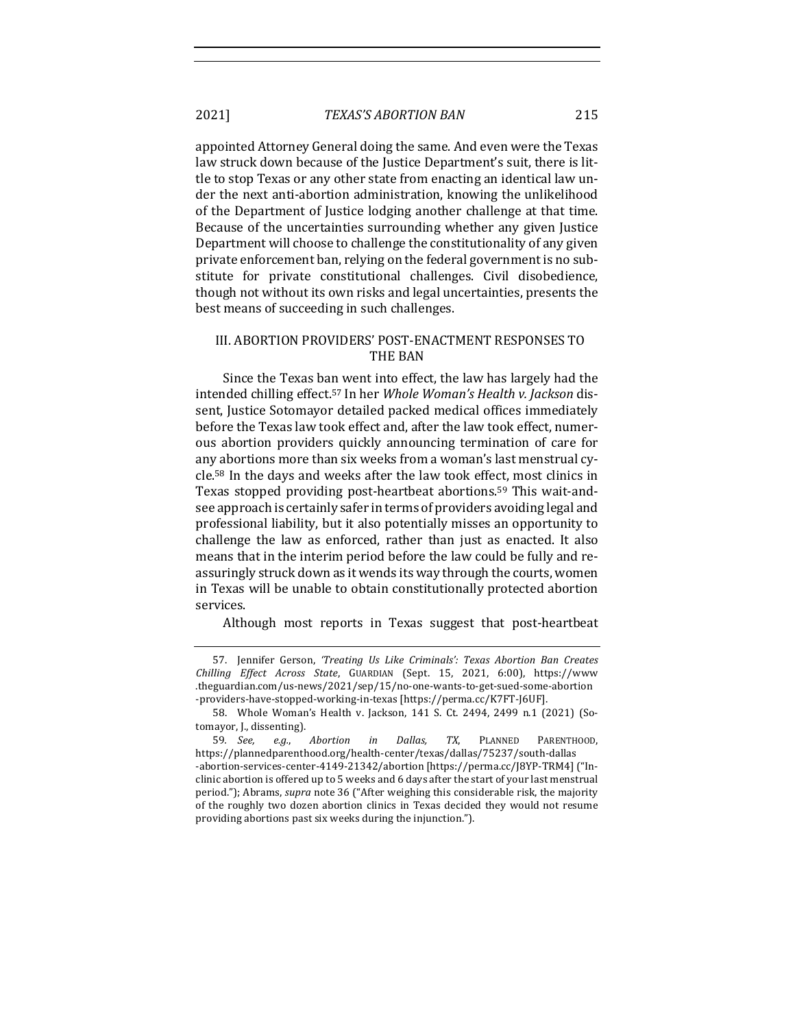appointed Attorney General doing the same. And even were the Texas law struck down because of the Justice Department's suit, there is little to stop Texas or any other state from enacting an identical law under the next anti-abortion administration, knowing the unlikelihood of the Department of Justice lodging another challenge at that time. Because of the uncertainties surrounding whether any given Justice Department will choose to challenge the constitutionality of any given private enforcement ban, relying on the federal government is no substitute for private constitutional challenges. Civil disobedience, though not without its own risks and legal uncertainties, presents the best means of succeeding in such challenges.

## III. ABORTION PROVIDERS' POST-ENACTMENT RESPONSES TO THE BAN

Since the Texas ban went into effect, the law has largely had the intended chilling effect.[57] In her *Whole Woman's Health v. Jackson* dissent, Justice Sotomayor detailed packed medical offices immediately before the Texas law took effect and, after the law took effect, numerous abortion providers quickly announcing termination of care for any abortions more than six weeks from a woman's last menstrual cycle.[58] In the days and weeks after the law took effect, most clinics in Texas stopped providing post-heartbeat abortions.[59] This wait-and-see approach is certainly safer in terms of providers avoiding legal and professional liability, but it also potentially misses an opportunity to challenge the law as enforced, rather than just as enacted. It also means that in the interim period before the law could be fully and reassuringly struck down as it wends its way through the courts, women in Texas will be unable to obtain constitutionally protected abortion services.

Although most reports in Texas suggest that post-heartbeat

---

57. Jennifer Gerson, *'Treating Us Like Criminals': Texas Abortion Ban Creates Chilling Effect Across State*, GUARDIAN (Sept. 15, 2021, 6:00), https://www.theguardian.com/us-news/2021/sep/15/no-one-wants-to-get-sued-some-abortion-providers-have-stopped-working-in-texas [https://perma.cc/K7FT-J6UF].

58. Whole Woman's Health v. Jackson, 141 S. Ct. 2494, 2499 n.1 (2021) (Sotomayor, J., dissenting).

59. *See, e.g.*, *Abortion in Dallas, TX*, PLANNED PARENTHOOD, https://plannedparenthood.org/health-center/texas/dallas/75237/south-dallas-abortion-services-center-4149-21342/abortion [https://perma.cc/J8YP-TRM4] ("In-clinic abortion is offered up to 5 weeks and 6 days after the start of your last menstrual period."); Abrams, *supra* note 36 ("After weighing this considerable risk, the majority of the roughly two dozen abortion clinics in Texas decided they would not resume providing abortions past six weeks during the injunction.").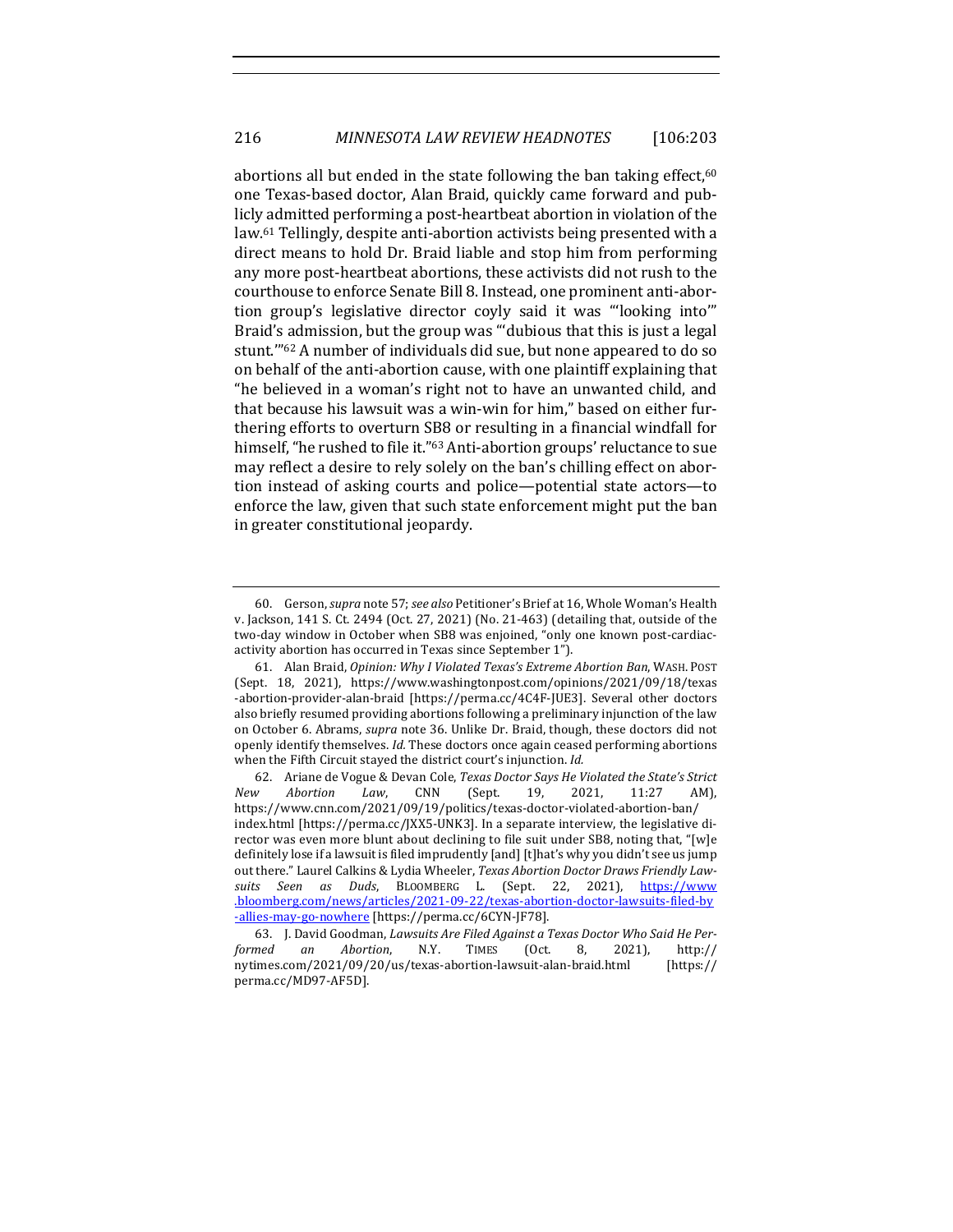abortions all but ended in the state following the ban taking effect,[60] one Texas-based doctor, Alan Braid, quickly came forward and publicly admitted performing a post-heartbeat abortion in violation of the law.[61] Tellingly, despite anti-abortion activists being presented with a direct means to hold Dr. Braid liable and stop him from performing any more post-heartbeat abortions, these activists did not rush to the courthouse to enforce Senate Bill 8. Instead, one prominent anti-abortion group's legislative director coyly said it was "'looking into'" Braid's admission, but the group was "'dubious that this is just a legal stunt.'"[62] A number of individuals did sue, but none appeared to do so on behalf of the anti-abortion cause, with one plaintiff explaining that "he believed in a woman's right not to have an unwanted child, and that because his lawsuit was a win-win for him," based on either furthering efforts to overturn SB8 or resulting in a financial windfall for himself, "he rushed to file it."[63] Anti-abortion groups' reluctance to sue may reflect a desire to rely solely on the ban's chilling effect on abortion instead of asking courts and police—potential state actors—to enforce the law, given that such state enforcement might put the ban in greater constitutional jeopardy.

---

60. Gerson, *supra* note 57; *see also* Petitioner's Brief at 16, Whole Woman's Health v. Jackson, 141 S. Ct. 2494 (Oct. 27, 2021) (No. 21-463) (detailing that, outside of the two-day window in October when SB8 was enjoined, "only one known post-cardiac-activity abortion has occurred in Texas since September 1").

61. Alan Braid, *Opinion: Why I Violated Texas's Extreme Abortion Ban*, WASH. POST (Sept. 18, 2021), https://www.washingtonpost.com/opinions/2021/09/18/texas-abortion-provider-alan-braid [https://perma.cc/4C4F-JUE3]. Several other doctors also briefly resumed providing abortions following a preliminary injunction of the law on October 6. Abrams, *supra* note 36. Unlike Dr. Braid, though, these doctors did not openly identify themselves. *Id.* These doctors once again ceased performing abortions when the Fifth Circuit stayed the district court's injunction. *Id.*

62. Ariane de Vogue & Devan Cole, *Texas Doctor Says He Violated the State's Strict New Abortion Law*, CNN (Sept. 19, 2021, 11:27 AM), https://www.cnn.com/2021/09/19/politics/texas-doctor-violated-abortion-ban/index.html [https://perma.cc/JXX5-UNK3]. In a separate interview, the legislative director was even more blunt about declining to file suit under SB8, noting that, "[w]e definitely lose if a lawsuit is filed imprudently [and] [t]hat's why you didn't see us jump out there." Laurel Calkins & Lydia Wheeler, *Texas Abortion Doctor Draws Friendly Lawsuits Seen as Duds*, BLOOMBERG L. (Sept. 22, 2021), https://www.bloomberg.com/news/articles/2021-09-22/texas-abortion-doctor-lawsuits-filed-by-allies-may-go-nowhere [https://perma.cc/6CYN-JF78].

63. J. David Goodman, *Lawsuits Are Filed Against a Texas Doctor Who Said He Performed an Abortion*, N.Y. TIMES (Oct. 8, 2021), http://nytimes.com/2021/09/20/us/texas-abortion-lawsuit-alan-braid.html [https://perma.cc/MD97-AF5D].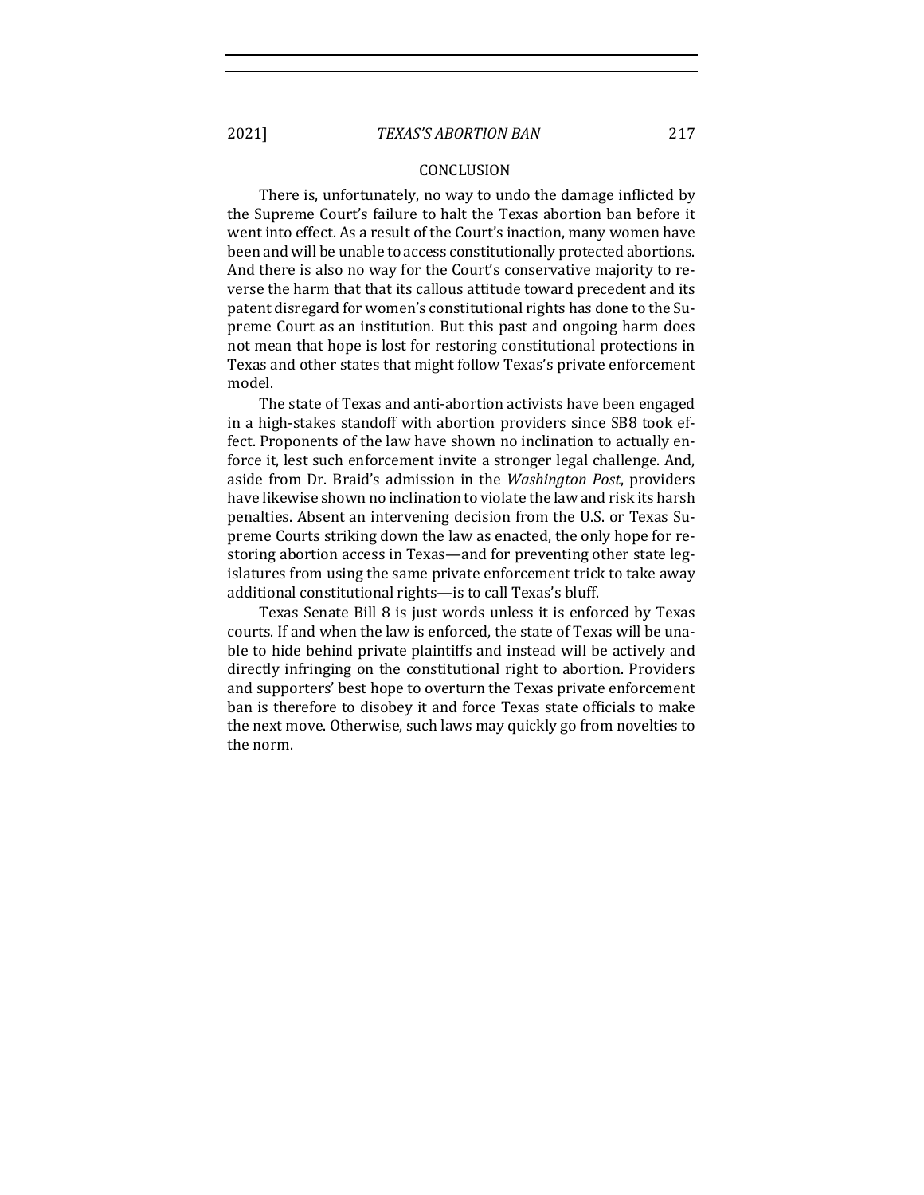## CONCLUSION

There is, unfortunately, no way to undo the damage inflicted by the Supreme Court's failure to halt the Texas abortion ban before it went into effect. As a result of the Court's inaction, many women have been and will be unable to access constitutionally protected abortions. And there is also no way for the Court's conservative majority to reverse the harm that that its callous attitude toward precedent and its patent disregard for women's constitutional rights has done to the Supreme Court as an institution. But this past and ongoing harm does not mean that hope is lost for restoring constitutional protections in Texas and other states that might follow Texas's private enforcement model.

The state of Texas and anti-abortion activists have been engaged in a high-stakes standoff with abortion providers since SB8 took effect. Proponents of the law have shown no inclination to actually enforce it, lest such enforcement invite a stronger legal challenge. And, aside from Dr. Braid's admission in the *Washington Post*, providers have likewise shown no inclination to violate the law and risk its harsh penalties. Absent an intervening decision from the U.S. or Texas Supreme Courts striking down the law as enacted, the only hope for restoring abortion access in Texas—and for preventing other state legislatures from using the same private enforcement trick to take away additional constitutional rights—is to call Texas's bluff.

Texas Senate Bill 8 is just words unless it is enforced by Texas courts. If and when the law is enforced, the state of Texas will be unable to hide behind private plaintiffs and instead will be actively and directly infringing on the constitutional right to abortion. Providers and supporters' best hope to overturn the Texas private enforcement ban is therefore to disobey it and force Texas state officials to make the next move. Otherwise, such laws may quickly go from novelties to the norm.